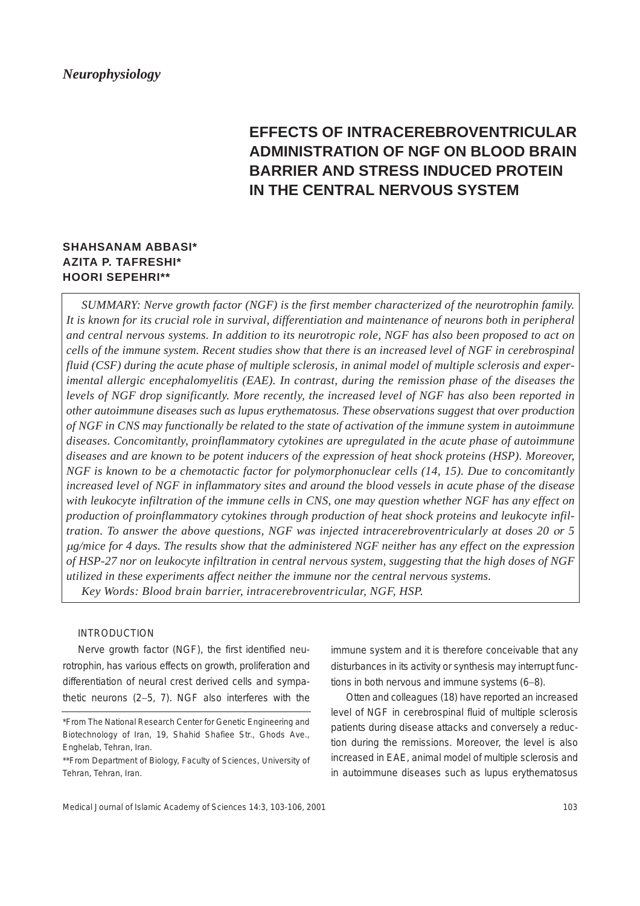*Neurophysiology*

# EFFECTS OF INTRACEREBROVENTRICULAR ADMINISTRATION OF NGF ON BLOOD BRAIN BARRIER AND STRESS INDUCED PROTEIN IN THE CENTRAL NERVOUS SYSTEM

**SHAHSANAM ABBASI***
**AZITA P. TAFRESHI***
**HOORI SEPEHRI****

*SUMMARY: Nerve growth factor (NGF) is the first member characterized of the neurotrophin family. It is known for its crucial role in survival, differentiation and maintenance of neurons both in peripheral and central nervous systems. In addition to its neurotropic role, NGF has also been proposed to act on cells of the immune system. Recent studies show that there is an increased level of NGF in cerebrospinal fluid (CSF) during the acute phase of multiple sclerosis, in animal model of multiple sclerosis and experimental allergic encephalomyelitis (EAE). In contrast, during the remission phase of the diseases the levels of NGF drop significantly. More recently, the increased level of NGF has also been reported in other autoimmune diseases such as lupus erythematosus. These observations suggest that over production of NGF in CNS may functionally be related to the state of activation of the immune system in autoimmune diseases. Concomitantly, proinflammatory cytokines are upregulated in the acute phase of autoimmune diseases and are known to be potent inducers of the expression of heat shock proteins (HSP). Moreover, NGF is known to be a chemotactic factor for polymorphonuclear cells (14, 15). Due to concomitantly increased level of NGF in inflammatory sites and around the blood vessels in acute phase of the disease with leukocyte infiltration of the immune cells in CNS, one may question whether NGF has any effect on production of proinflammatory cytokines through production of heat shock proteins and leukocyte infiltration. To answer the above questions, NGF was injected intracerebroventricularly at doses 20 or 5 μg/mice for 4 days. The results show that the administered NGF neither has any effect on the expression of HSP-27 nor on leukocyte infiltration in central nervous system, suggesting that the high doses of NGF utilized in these experiments affect neither the immune nor the central nervous systems.*

*Key Words: Blood brain barrier, intracerebroventricular, NGF, HSP.*

## INTRODUCTION

Nerve growth factor (NGF), the first identified neurotrophin, has various effects on growth, proliferation and differentiation of neural crest derived cells and sympathetic neurons (2–5, 7). NGF also interferes with the immune system and it is therefore conceivable that any disturbances in its activity or synthesis may interrupt functions in both nervous and immune systems (6–8).

Otten and colleagues (18) have reported an increased level of NGF in cerebrospinal fluid of multiple sclerosis patients during disease attacks and conversely a reduction during the remissions. Moreover, the level is also increased in EAE, animal model of multiple sclerosis and in autoimmune diseases such as lupus erythematosus

*From The National Research Center for Genetic Engineering and Biotechnology of Iran, 19, Shahid Shafiee Str., Ghods Ave., Enghelab, Tehran, Iran.

**From Department of Biology, Faculty of Sciences, University of Tehran, Tehran, Iran.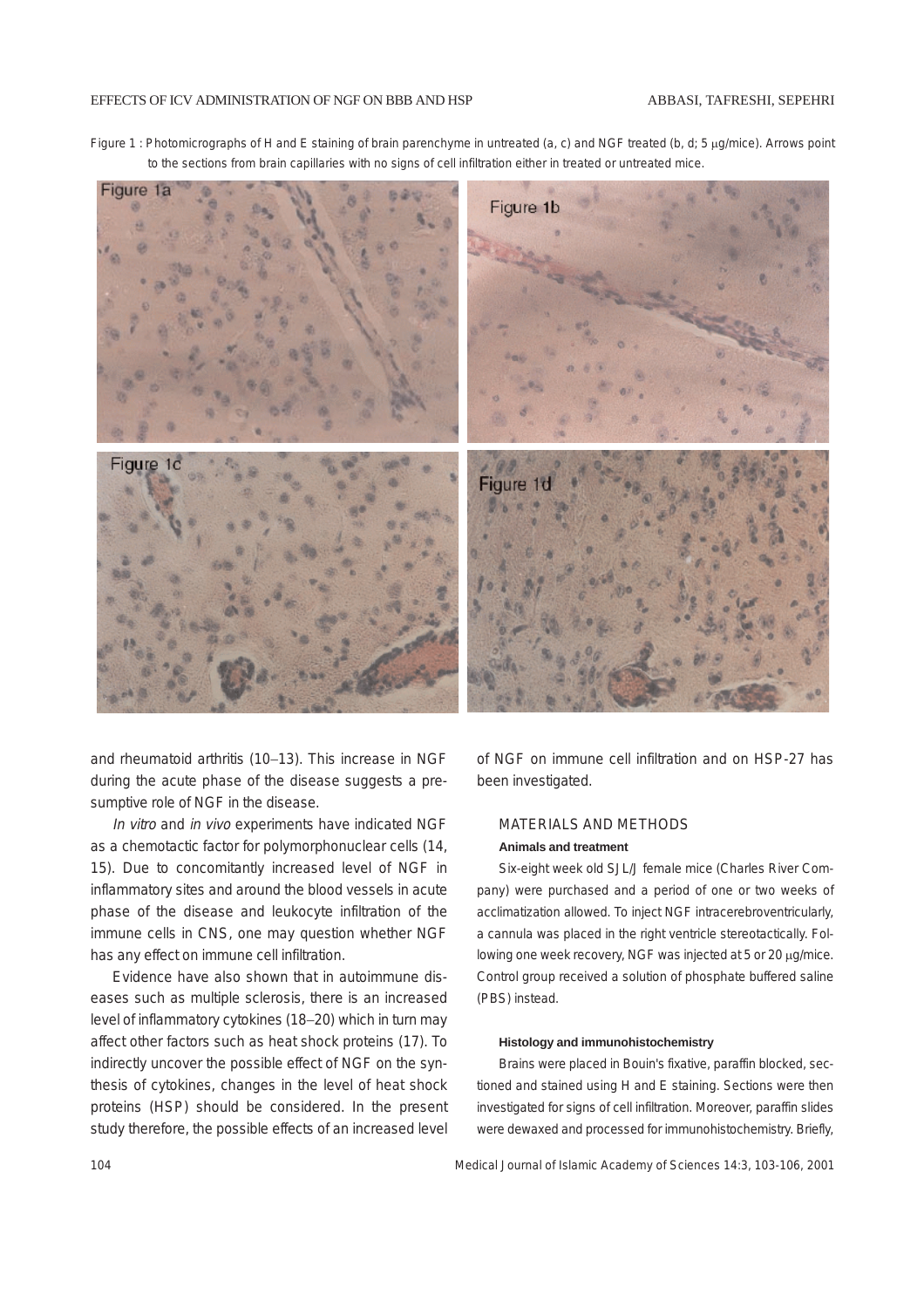Figure 1 : Photomicrographs of H and E staining of brain parenchyme in untreated (a, c) and NGF treated (b, d; 5 μg/mice). Arrows point to the sections from brain capillaries with no signs of cell infiltration either in treated or untreated mice.

and rheumatoid arthritis (10–13). This increase in NGF during the acute phase of the disease suggests a presumptive role of NGF in the disease.

*In vitro* and *in vivo* experiments have indicated NGF as a chemotactic factor for polymorphonuclear cells (14, 15). Due to concomitantly increased level of NGF in inflammatory sites and around the blood vessels in acute phase of the disease and leukocyte infiltration of the immune cells in CNS, one may question whether NGF has any effect on immune cell infiltration.

Evidence have also shown that in autoimmune diseases such as multiple sclerosis, there is an increased level of inflammatory cytokines (18–20) which in turn may affect other factors such as heat shock proteins (17). To indirectly uncover the possible effect of NGF on the synthesis of cytokines, changes in the level of heat shock proteins (HSP) should be considered. In the present study therefore, the possible effects of an increased level of NGF on immune cell infiltration and on HSP-27 has been investigated.

## MATERIALS AND METHODS

### Animals and treatment

Six-eight week old SJL/J female mice (Charles River Company) were purchased and a period of one or two weeks of acclimatization allowed. To inject NGF intracerebroventricularly, a cannula was placed in the right ventricle stereotactically. Following one week recovery, NGF was injected at 5 or 20 μg/mice. Control group received a solution of phosphate buffered saline (PBS) instead.

### Histology and immunohistochemistry

Brains were placed in Bouin's fixative, paraffin blocked, sectioned and stained using H and E staining. Sections were then investigated for signs of cell infiltration. Moreover, paraffin slides were dewaxed and processed for immunohistochemistry. Briefly,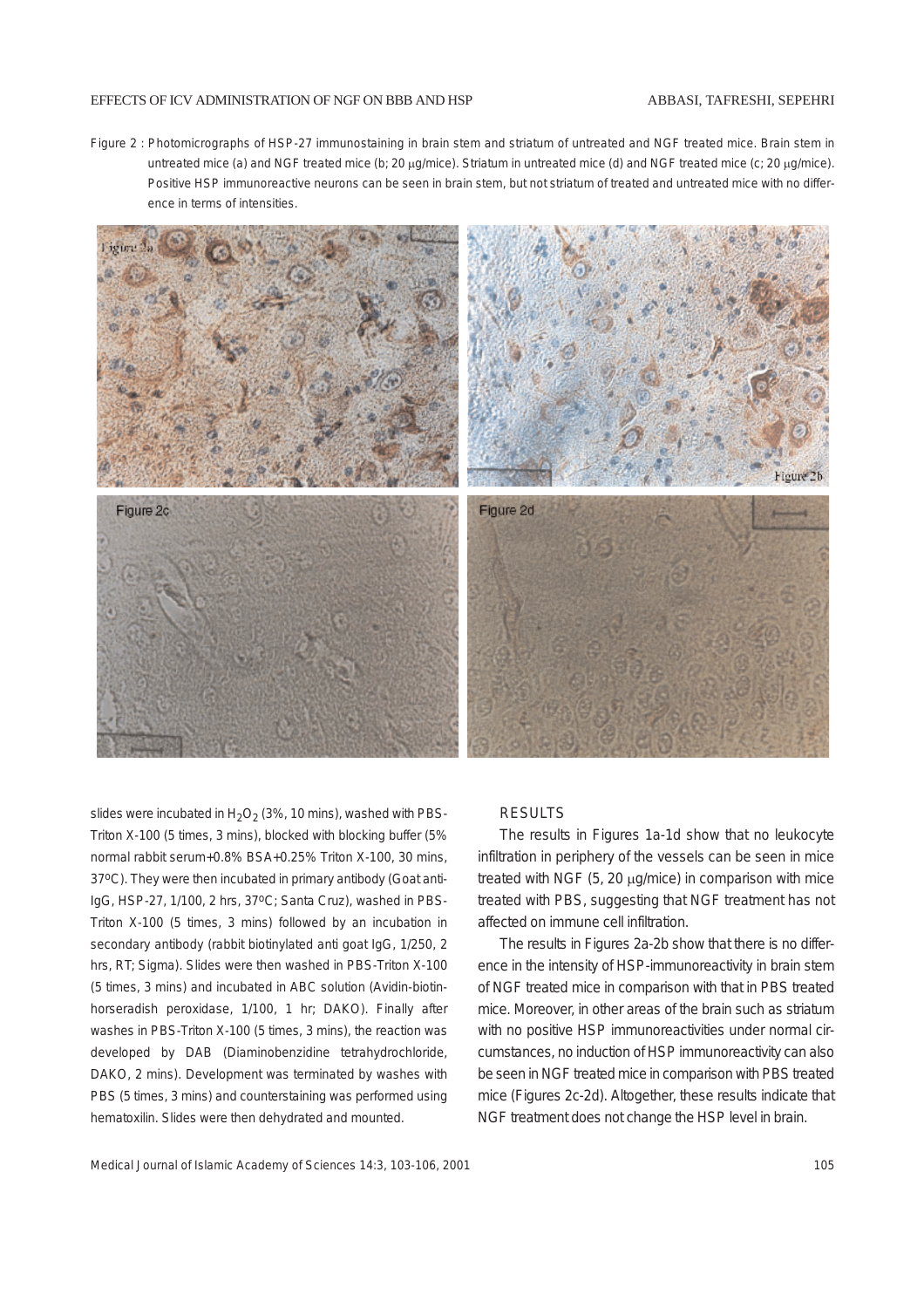Figure 2 : Photomicrographs of HSP-27 immunostaining in brain stem and striatum of untreated and NGF treated mice. Brain stem in untreated mice (a) and NGF treated mice (b; 20 μg/mice). Striatum in untreated mice (d) and NGF treated mice (c; 20 μg/mice). Positive HSP immunoreactive neurons can be seen in brain stem, but not striatum of treated and untreated mice with no difference in terms of intensities.

slides were incubated in $H_2O_2$ (3%, 10 mins), washed with PBS-Triton X-100 (5 times, 3 mins), blocked with blocking buffer (5% normal rabbit serum+0.8% BSA+0.25% Triton X-100, 30 mins, 37ºC). They were then incubated in primary antibody (Goat anti-IgG, HSP-27, 1/100, 2 hrs, 37ºC; Santa Cruz), washed in PBS-Triton X-100 (5 times, 3 mins) followed by an incubation in secondary antibody (rabbit biotinylated anti goat IgG, 1/250, 2 hrs, RT; Sigma). Slides were then washed in PBS-Triton X-100 (5 times, 3 mins) and incubated in ABC solution (Avidin-biotin-horseradish peroxidase, 1/100, 1 hr; DAKO). Finally after washes in PBS-Triton X-100 (5 times, 3 mins), the reaction was developed by DAB (Diaminobenzidine tetrahydrochloride, DAKO, 2 mins). Development was terminated by washes with PBS (5 times, 3 mins) and counterstaining was performed using hematoxilin. Slides were then dehydrated and mounted.

## RESULTS

The results in Figures 1a-1d show that no leukocyte infiltration in periphery of the vessels can be seen in mice treated with NGF (5, 20 μg/mice) in comparison with mice treated with PBS, suggesting that NGF treatment has not affected on immune cell infiltration.

The results in Figures 2a-2b show that there is no difference in the intensity of HSP-immunoreactivity in brain stem of NGF treated mice in comparison with that in PBS treated mice. Moreover, in other areas of the brain such as striatum with no positive HSP immunoreactivities under normal circumstances, no induction of HSP immunoreactivity can also be seen in NGF treated mice in comparison with PBS treated mice (Figures 2c-2d). Altogether, these results indicate that NGF treatment does not change the HSP level in brain.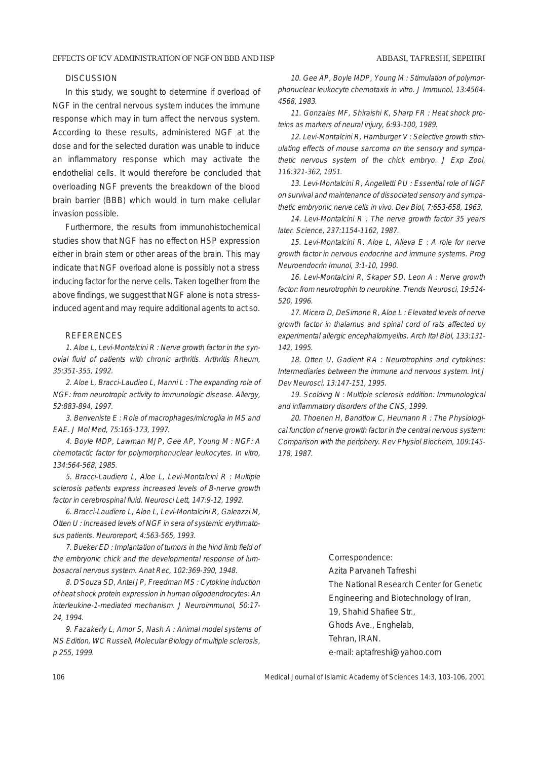## DISCUSSION

In this study, we sought to determine if overload of NGF in the central nervous system induces the immune response which may in turn affect the nervous system. According to these results, administered NGF at the dose and for the selected duration was unable to induce an inflammatory response which may activate the endothelial cells. It would therefore be concluded that overloading NGF prevents the breakdown of the blood brain barrier (BBB) which would in turn make cellular invasion possible.

Furthermore, the results from immunohistochemical studies show that NGF has no effect on HSP expression either in brain stem or other areas of the brain. This may indicate that NGF overload alone is possibly not a stress inducing factor for the nerve cells. Taken together from the above findings, we suggest that NGF alone is not a stress-induced agent and may require additional agents to act so.

## REFERENCES

1. *Aloe L, Levi-Montalcini R : Nerve growth factor in the synovial fluid of patients with chronic arthritis. Arthritis Rheum, 35:351-355, 1992.*

2. *Aloe L, Bracci-Laudieo L, Manni L : The expanding role of NGF: from neurotropic activity to immunologic disease. Allergy, 52:883-894, 1997.*

3. *Benveniste E : Role of macrophages/microglia in MS and EAE. J Mol Med, 75:165-173, 1997.*

4. *Boyle MDP, Lawman MJP, Gee AP, Young M : NGF: A chemotactic factor for polymorphonuclear leukocytes. In vitro, 134:564-568, 1985.*

5. *Bracci-Laudiero L, Aloe L, Levi-Montalcini R : Multiple sclerosis patients express increased levels of B-nerve growth factor in cerebrospinal fluid. Neurosci Lett, 147:9-12, 1992.*

6. *Bracci-Laudiero L, Aloe L, Levi-Montalcini R, Galeazzi M, Otten U : Increased levels of NGF in sera of systemic erythmatosus patients. Neuroreport, 4:563-565, 1993.*

7. *Bueker ED : Implantation of tumors in the hind limb field of the embryonic chick and the developmental response of lumbosacral nervous system. Anat Rec, 102:369-390, 1948.*

8. *D'Souza SD, Antel JP, Freedman MS : Cytokine induction of heat shock protein expression in human oligodendrocytes: An interleukine-1-mediated mechanism. J Neuroimmunol, 50:17-24, 1994.*

9. *Fazakerly L, Amor S, Nash A : Animal model systems of MS Edition, WC Russell, Molecular Biology of multiple sclerosis, p 255, 1999.*

10. *Gee AP, Boyle MDP, Young M : Stimulation of polymorphonuclear leukocyte chemotaxis in vitro. J Immunol, 13:4564-4568, 1983.*

11. *Gonzales MF, Shiraishi K, Sharp FR : Heat shock proteins as markers of neural injury, 6:93-100, 1989.*

12. *Levi-Montalcini R, Hamburger V : Selective growth stimulating effects of mouse sarcoma on the sensory and sympathetic nervous system of the chick embryo. J Exp Zool, 116:321-362, 1951.*

13. *Levi-Montalcini R, Angelletti PU : Essential role of NGF on survival and maintenance of dissociated sensory and sympathetic embryonic nerve cells in vivo. Dev Biol, 7:653-658, 1963.*

14. *Levi-Montalcini R : The nerve growth factor 35 years later. Science, 237:1154-1162, 1987.*

15. *Levi-Montalcini R, Aloe L, Alleva E : A role for nerve growth factor in nervous endocrine and immune systems. Prog Neuroendocrin Imunol, 3:1-10, 1990.*

16. *Levi-Montalcini R, Skaper SD, Leon A : Nerve growth factor: from neurotrophin to neurokine. Trends Neurosci, 19:514-520, 1996.*

17. *Micera D, DeSimone R, Aloe L : Elevated levels of nerve growth factor in thalamus and spinal cord of rats affected by experimental allergic encephalomyelitis. Arch Ital Biol, 133:131-142, 1995.*

18. *Otten U, Gadient RA : Neurotrophins and cytokines: Intermediaries between the immune and nervous system. Int J Dev Neurosci, 13:147-151, 1995.*

19. *Scolding N : Multiple sclerosis eddition: Immunological and inflammatory disorders of the CNS, 1999.*

20. *Thoenen H, Bandtlow C, Heumann R : The Physiological function of nerve growth factor in the central nervous system: Comparison with the periphery. Rev Physiol Biochem, 109:145-178, 1987.*

Correspondence:
Azita Parvaneh Tafreshi
The National Research Center for Genetic Engineering and Biotechnology of Iran,
19, Shahid Shafiee Str.,
Ghods Ave., Enghelab,
Tehran, IRAN.
e-mail: aptafreshi@yahoo.com